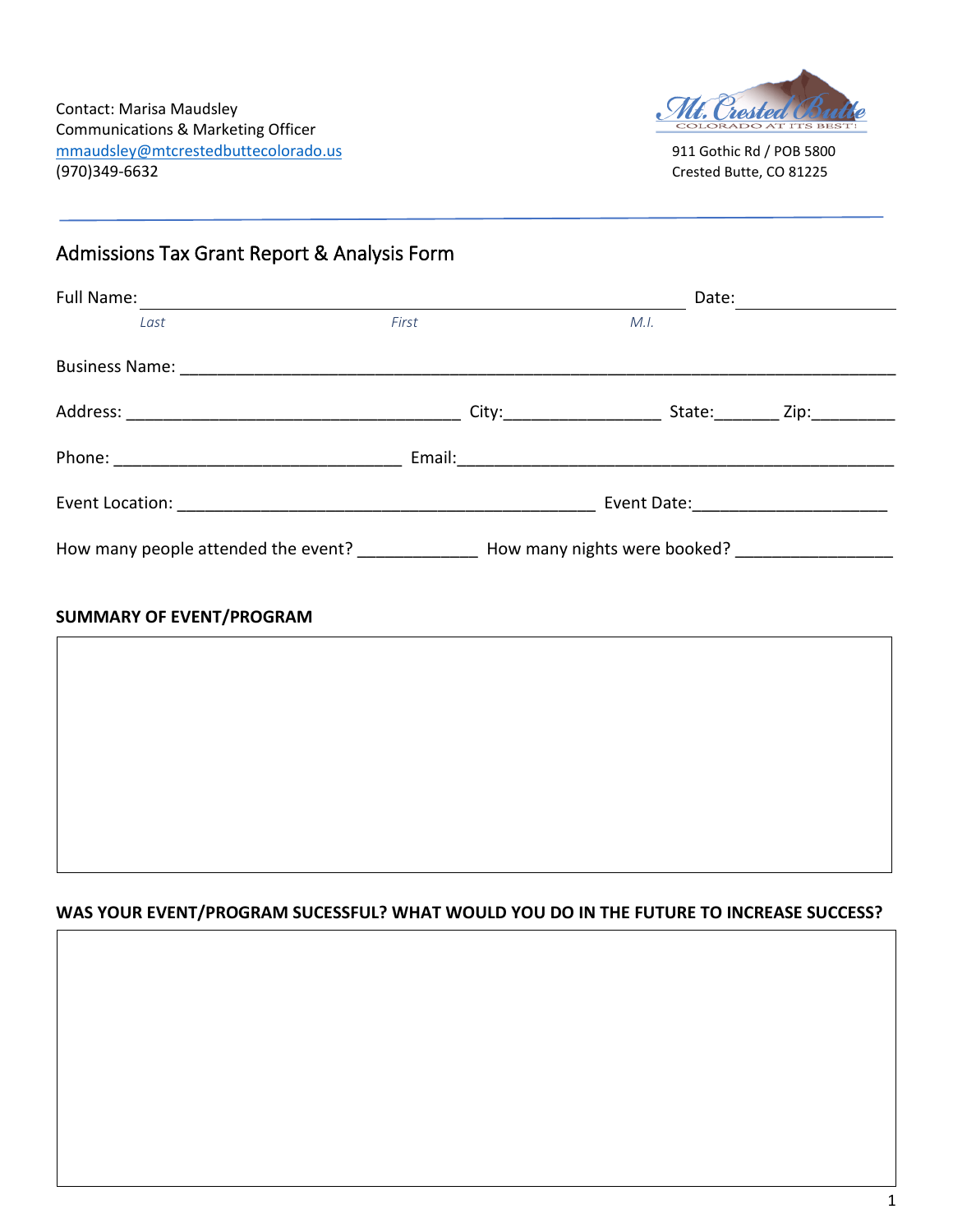Contact: Marisa Maudsley
Communications & Marketing Officer
mmaudsley@mtcrestedbuttecolorado.us
(970)349-6632

Mt. Crested Butte
COLORADO AT ITS BEST!

911 Gothic Rd / POB 5800
Crested Butte, CO 81225

# Admissions Tax Grant Report & Analysis Form

Full Name: ______________________________________________ Date: ______________
*Last* *First* *M.I.*

Business Name: ___________________________________________________________________

Address: ________________________________ City:_______________ State:______ Zip:________

Phone: ____________________________ Email:_______________________________________

Event Location: ______________________________________ Event Date:____________________

How many people attended the event? ___________ How many nights were booked? ______________

**SUMMARY OF EVENT/PROGRAM**

**WAS YOUR EVENT/PROGRAM SUCESSFUL? WHAT WOULD YOU DO IN THE FUTURE TO INCREASE SUCCESS?**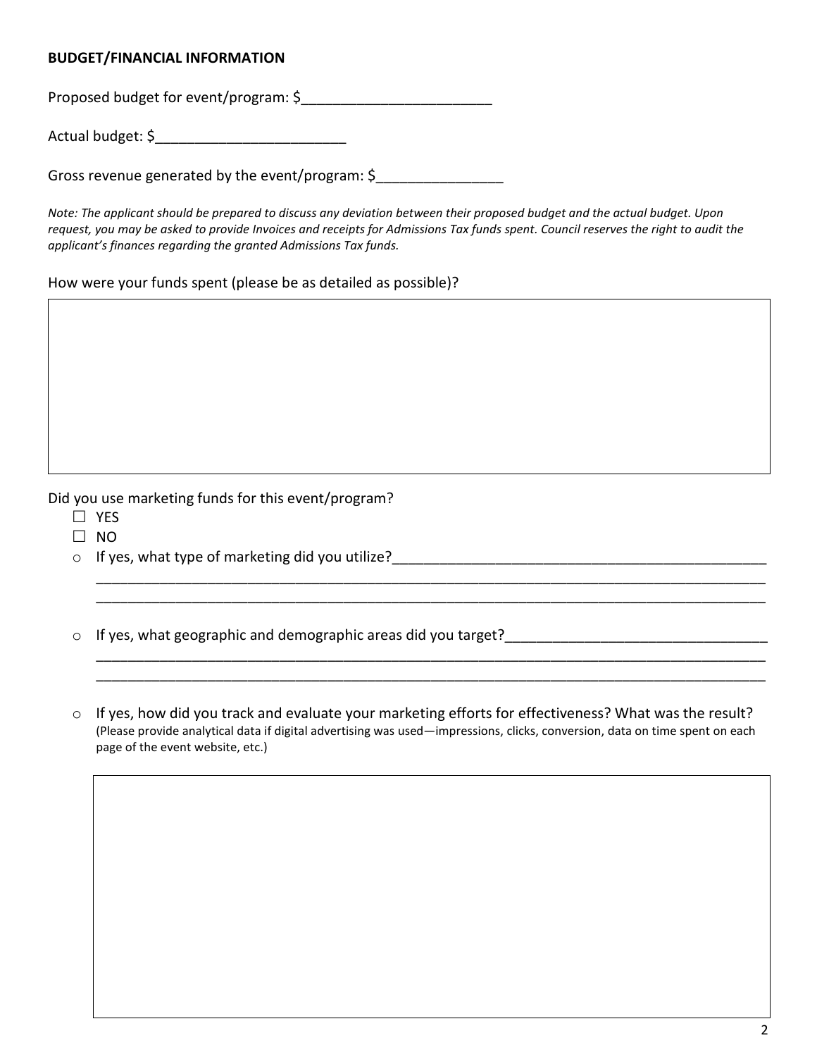**BUDGET/FINANCIAL INFORMATION**

Proposed budget for event/program: $________________________

Actual budget: $________________________

Gross revenue generated by the event/program: $________________

*Note: The applicant should be prepared to discuss any deviation between their proposed budget and the actual budget. Upon request, you may be asked to provide Invoices and receipts for Admissions Tax funds spent. Council reserves the right to audit the applicant's finances regarding the granted Admissions Tax funds.*

How were your funds spent (please be as detailed as possible)?

Did you use marketing funds for this event/program?

- ☐ YES
- ☐ NO
- If yes, what type of marketing did you utilize?________________________________________________
  ________________________________________________________________________________________
  ________________________________________________________________________________________
- If yes, what geographic and demographic areas did you target?________________________________
  ________________________________________________________________________________________
  ________________________________________________________________________________________
- If yes, how did you track and evaluate your marketing efforts for effectiveness? What was the result? (Please provide analytical data if digital advertising was used—impressions, clicks, conversion, data on time spent on each page of the event website, etc.)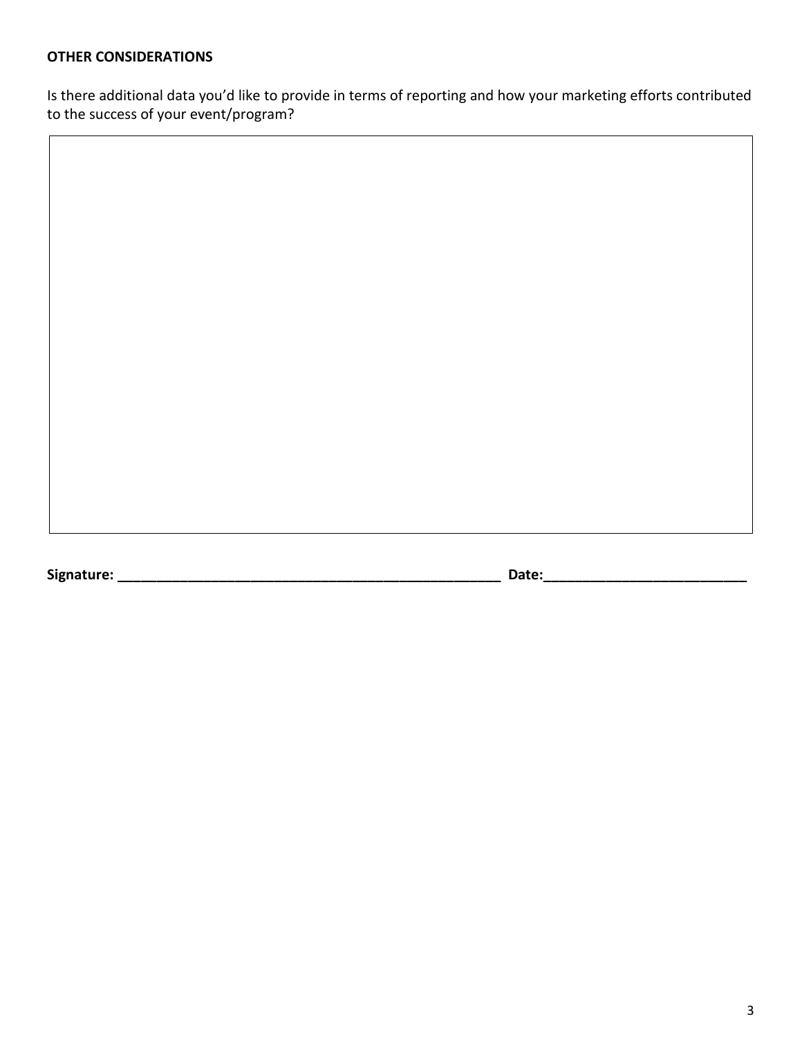**OTHER CONSIDERATIONS**

Is there additional data you'd like to provide in terms of reporting and how your marketing efforts contributed to the success of your event/program?

**Signature: ____________________________________________________ Date:__________________________**